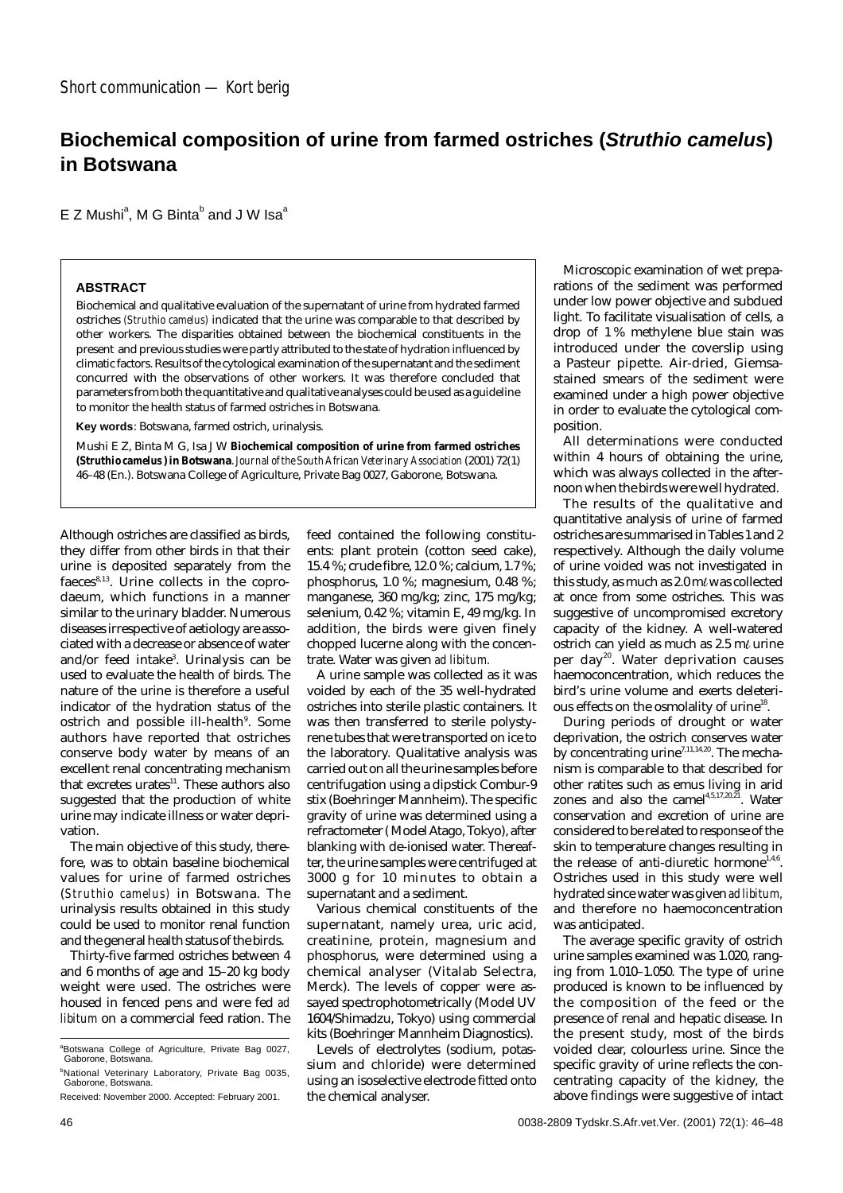Short communication — Kort berig

# Biochemical composition of urine from farmed ostriches (*Struthio camelus*) in Botswana

E Z Mushi[a], M G Binta[b] and J W Isa[a]

## ABSTRACT

Biochemical and qualitative evaluation of the supernatant of urine from hydrated farmed ostriches (*Struthio camelus*) indicated that the urine was comparable to that described by other workers. The disparities obtained between the biochemical constituents in the present and previous studies were partly attributed to the state of hydration influenced by climatic factors. Results of the cytological examination of the supernatant and the sediment concurred with the observations of other workers. It was therefore concluded that parameters from both the quantitative and qualitative analyses could be used as a guideline to monitor the health status of farmed ostriches in Botswana.

**Key words**: Botswana, farmed ostrich, urinalysis.

Mushi E Z, Binta M G, Isa J W **Biochemical composition of urine from farmed ostriches (*Struthio camelus*) in Botswana**. *Journal of the South African Veterinary Association* (2001) 72(1) 46–48 (En.). Botswana College of Agriculture, Private Bag 0027, Gaborone, Botswana.

Although ostriches are classified as birds, they differ from other birds in that their urine is deposited separately from the faeces[8,13]. Urine collects in the coprodaeum, which functions in a manner similar to the urinary bladder. Numerous diseases irrespective of aetiology are associated with a decrease or absence of water and/or feed intake[3]. Urinalysis can be used to evaluate the health of birds. The nature of the urine is therefore a useful indicator of the hydration status of the ostrich and possible ill-health[9]. Some authors have reported that ostriches conserve body water by means of an excellent renal concentrating mechanism that excretes urates[11]. These authors also suggested that the production of white urine may indicate illness or water deprivation.

The main objective of this study, therefore, was to obtain baseline biochemical values for urine of farmed ostriches (*Struthio camelus*) in Botswana. The urinalysis results obtained in this study could be used to monitor renal function and the general health status of the birds.

Thirty-five farmed ostriches between 4 and 6 months of age and 15–20 kg body weight were used. The ostriches were housed in fenced pens and were fed *ad libitum* on a commercial feed ration. The feed contained the following constituents: plant protein (cotton seed cake), 15.4 %; crude fibre, 12.0 %; calcium, 1.7 %; phosphorus, 1.0 %; magnesium, 0.48 %; manganese, 360 mg/kg; zinc, 175 mg/kg; selenium, 0.42 %; vitamin E, 49 mg/kg. In addition, the birds were given finely chopped lucerne along with the concentrate. Water was given *ad libitum*.

A urine sample was collected as it was voided by each of the 35 well-hydrated ostriches into sterile plastic containers. It was then transferred to sterile polystyrene tubes that were transported on ice to the laboratory. Qualitative analysis was carried out on all the urine samples before centrifugation using a dipstick Combur-9 stix (Boehringer Mannheim). The specific gravity of urine was determined using a refractometer (Model Atago, Tokyo), after blanking with de-ionised water. Thereafter, the urine samples were centrifuged at 3000 g for 10 minutes to obtain a supernatant and a sediment.

Various chemical constituents of the supernatant, namely urea, uric acid, creatinine, protein, magnesium and phosphorus, were determined using a chemical analyser (Vitalab Selectra, Merck). The levels of copper were assayed spectrophotometrically (Model UV 1604/Shimadzu, Tokyo) using commercial kits (Boehringer Mannheim Diagnostics).

Levels of electrolytes (sodium, potassium and chloride) were determined using an isoselective electrode fitted onto the chemical analyser.

Microscopic examination of wet preparations of the sediment was performed under low power objective and subdued light. To facilitate visualisation of cells, a drop of 1 % methylene blue stain was introduced under the coverslip using a Pasteur pipette. Air-dried, Giemsa-stained smears of the sediment were examined under a high power objective in order to evaluate the cytological composition.

All determinations were conducted within 4 hours of obtaining the urine, which was always collected in the afternoon when the birds were well hydrated.

The results of the qualitative and quantitative analysis of urine of farmed ostriches are summarised in Tables 1 and 2 respectively. Although the daily volume of urine voided was not investigated in this study, as much as 2.0 mℓ was collected at once from some ostriches. This was suggestive of uncompromised excretory capacity of the kidney. A well-watered ostrich can yield as much as 2.5 mℓ urine per day[20]. Water deprivation causes haemoconcentration, which reduces the bird's urine volume and exerts deleterious effects on the osmolality of urine[18].

During periods of drought or water deprivation, the ostrich conserves water by concentrating urine[7,11,14,20]. The mechanism is comparable to that described for other ratites such as emus living in arid zones and also the camel[4,5,17,20,21]. Water conservation and excretion of urine are considered to be related to response of the skin to temperature changes resulting in the release of anti-diuretic hormone[1,4,6]. Ostriches used in this study were well hydrated since water was given *ad libitum*, and therefore no haemoconcentration was anticipated.

The average specific gravity of ostrich urine samples examined was 1.020, ranging from 1.010–1.050. The type of urine produced is known to be influenced by the composition of the feed or the presence of renal and hepatic disease. In the present study, most of the birds voided clear, colourless urine. Since the specific gravity of urine reflects the concentrating capacity of the kidney, the above findings were suggestive of intact

[a]Botswana College of Agriculture, Private Bag 0027, Gaborone, Botswana.

[b]National Veterinary Laboratory, Private Bag 0035, Gaborone, Botswana.

Received: November 2000. Accepted: February 2001.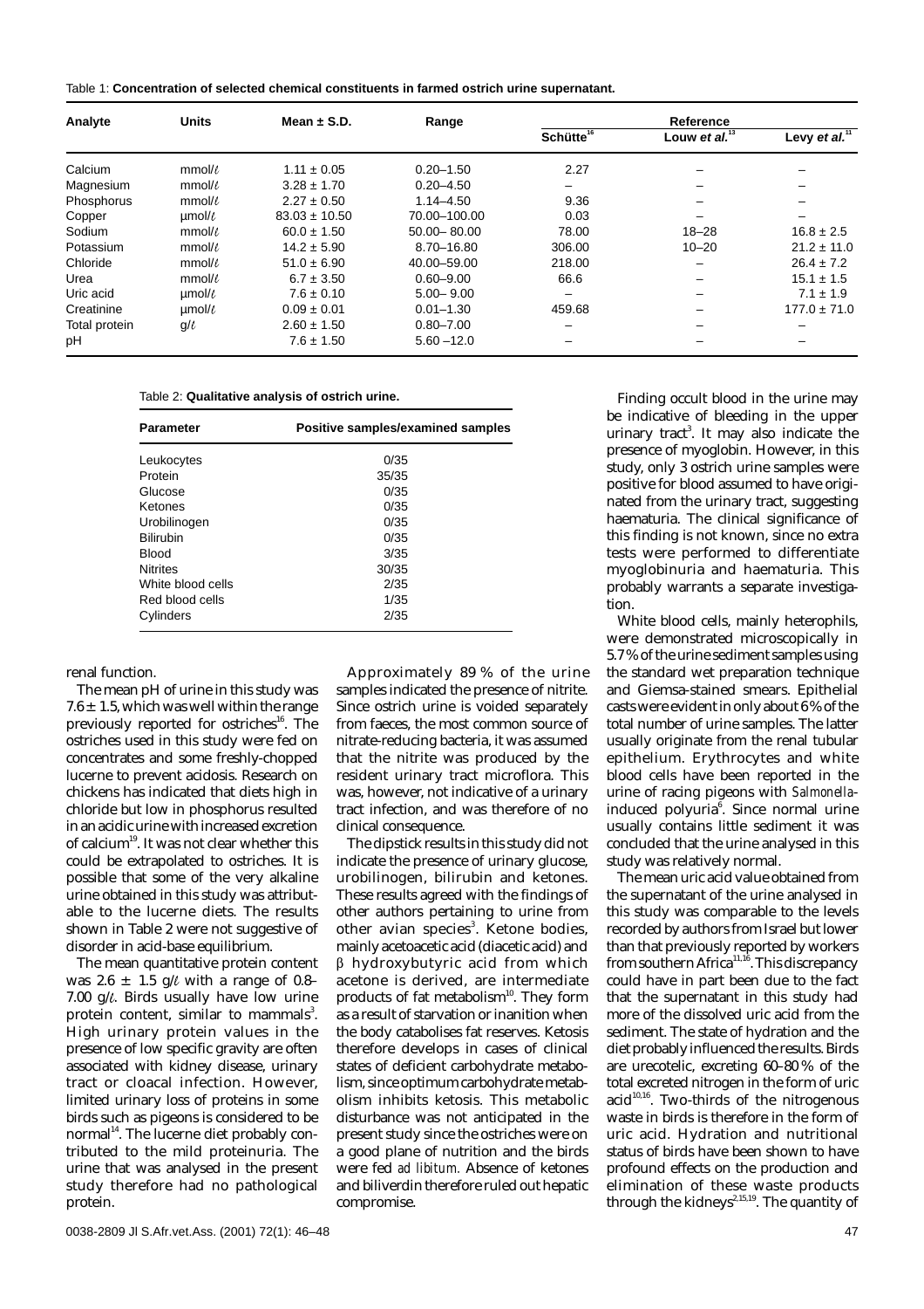Table 1: **Concentration of selected chemical constituents in farmed ostrich urine supernatant.**

| Analyte | Units | Mean ± S.D. | Range | Reference | | |
|---|---|---|---|---|---|---|
| | | | | Schütte[16] | Louw *et al.*[13] | Levy *et al.*[11] |
| Calcium | mmol/ℓ | 1.11 ± 0.05 | 0.20–1.50 | 2.27 | – | – |
| Magnesium | mmol/ℓ | 3.28 ± 1.70 | 0.20–4.50 | – | – | – |
| Phosphorus | mmol/ℓ | 2.27 ± 0.50 | 1.14–4.50 | 9.36 | – | – |
| Copper | µmol/ℓ | 83.03 ± 10.50 | 70.00–100.00 | 0.03 | – | – |
| Sodium | mmol/ℓ | 60.0 ± 1.50 | 50.00– 80.00 | 78.00 | 18–28 | 16.8 ± 2.5 |
| Potassium | mmol/ℓ | 14.2 ± 5.90 | 8.70–16.80 | 306.00 | 10–20 | 21.2 ± 11.0 |
| Chloride | mmol/ℓ | 51.0 ± 6.90 | 40.00–59.00 | 218.00 | – | 26.4 ± 7.2 |
| Urea | mmol/ℓ | 6.7 ± 3.50 | 0.60–9.00 | 66.6 | – | 15.1 ± 1.5 |
| Uric acid | µmol/ℓ | 7.6 ± 0.10 | 5.00– 9.00 | – | – | 7.1 ± 1.9 |
| Creatinine | µmol/ℓ | 0.09 ± 0.01 | 0.01–1.30 | 459.68 | – | 177.0 ± 71.0 |
| Total protein | g/ℓ | 2.60 ± 1.50 | 0.80–7.00 | – | – | – |
| pH | | 7.6 ± 1.50 | 5.60 –12.0 | – | – | – |

Table 2: **Qualitative analysis of ostrich urine.**

| Parameter | Positive samples/examined samples |
|---|---|
| Leukocytes | 0/35 |
| Protein | 35/35 |
| Glucose | 0/35 |
| Ketones | 0/35 |
| Urobilinogen | 0/35 |
| Bilirubin | 0/35 |
| Blood | 3/35 |
| Nitrites | 30/35 |
| White blood cells | 2/35 |
| Red blood cells | 1/35 |
| Cylinders | 2/35 |

renal function.

The mean pH of urine in this study was 7.6 ± 1.5, which was well within the range previously reported for ostriches[16]. The ostriches used in this study were fed on concentrates and some freshly-chopped lucerne to prevent acidosis. Research on chickens has indicated that diets high in chloride but low in phosphorus resulted in an acidic urine with increased excretion of calcium[19]. It was not clear whether this could be extrapolated to ostriches. It is possible that some of the very alkaline urine obtained in this study was attributable to the lucerne diets. The results shown in Table 2 were not suggestive of disorder in acid-base equilibrium.

The mean quantitative protein content was 2.6 ± 1.5 g/ℓ with a range of 0.8–7.00 g/ℓ. Birds usually have low urine protein content, similar to mammals[3]. High urinary protein values in the presence of low specific gravity are often associated with kidney disease, urinary tract or cloacal infection. However, limited urinary loss of proteins in some birds such as pigeons is considered to be normal[14]. The lucerne diet probably contributed to the mild proteinuria. The urine that was analysed in the present study therefore had no pathological protein.

Approximately 89 % of the urine samples indicated the presence of nitrite. Since ostrich urine is voided separately from faeces, the most common source of nitrate-reducing bacteria, it was assumed that the nitrite was produced by the resident urinary tract microflora. This was, however, not indicative of a urinary tract infection, and was therefore of no clinical consequence.

The dipstick results in this study did not indicate the presence of urinary glucose, urobilinogen, bilirubin and ketones. These results agreed with the findings of other authors pertaining to urine from other avian species[3]. Ketone bodies, mainly acetoacetic acid (diacetic acid) and β hydroxybutyric acid from which acetone is derived, are intermediate products of fat metabolism[10]. They form as a result of starvation or inanition when the body catabolises fat reserves. Ketosis therefore develops in cases of clinical states of deficient carbohydrate metabolism, since optimum carbohydrate metabolism inhibits ketosis. This metabolic disturbance was not anticipated in the present study since the ostriches were on a good plane of nutrition and the birds were fed *ad libitum*. Absence of ketones and biliverdin therefore ruled out hepatic compromise.

Finding occult blood in the urine may be indicative of bleeding in the upper urinary tract[3]. It may also indicate the presence of myoglobin. However, in this study, only 3 ostrich urine samples were positive for blood assumed to have originated from the urinary tract, suggesting haematuria. The clinical significance of this finding is not known, since no extra tests were performed to differentiate myoglobinuria and haematuria. This probably warrants a separate investigation.

White blood cells, mainly heterophils, were demonstrated microscopically in 5.7 % of the urine sediment samples using the standard wet preparation technique and Giemsa-stained smears. Epithelial casts were evident in only about 6 % of the total number of urine samples. The latter usually originate from the renal tubular epithelium. Erythrocytes and white blood cells have been reported in the urine of racing pigeons with *Salmonella*-induced polyuria[6]. Since normal urine usually contains little sediment it was concluded that the urine analysed in this study was relatively normal.

The mean uric acid value obtained from the supernatant of the urine analysed in this study was comparable to the levels recorded by authors from Israel but lower than that previously reported by workers from southern Africa[11,16]. This discrepancy could have in part been due to the fact that the supernatant in this study had more of the dissolved uric acid from the sediment. The state of hydration and the diet probably influenced the results. Birds are urecotelic, excreting 60–80 % of the total excreted nitrogen in the form of uric acid[10,16]. Two-thirds of the nitrogenous waste in birds is therefore in the form of uric acid. Hydration and nutritional status of birds have been shown to have profound effects on the production and elimination of these waste products through the kidneys[2,15,19]. The quantity of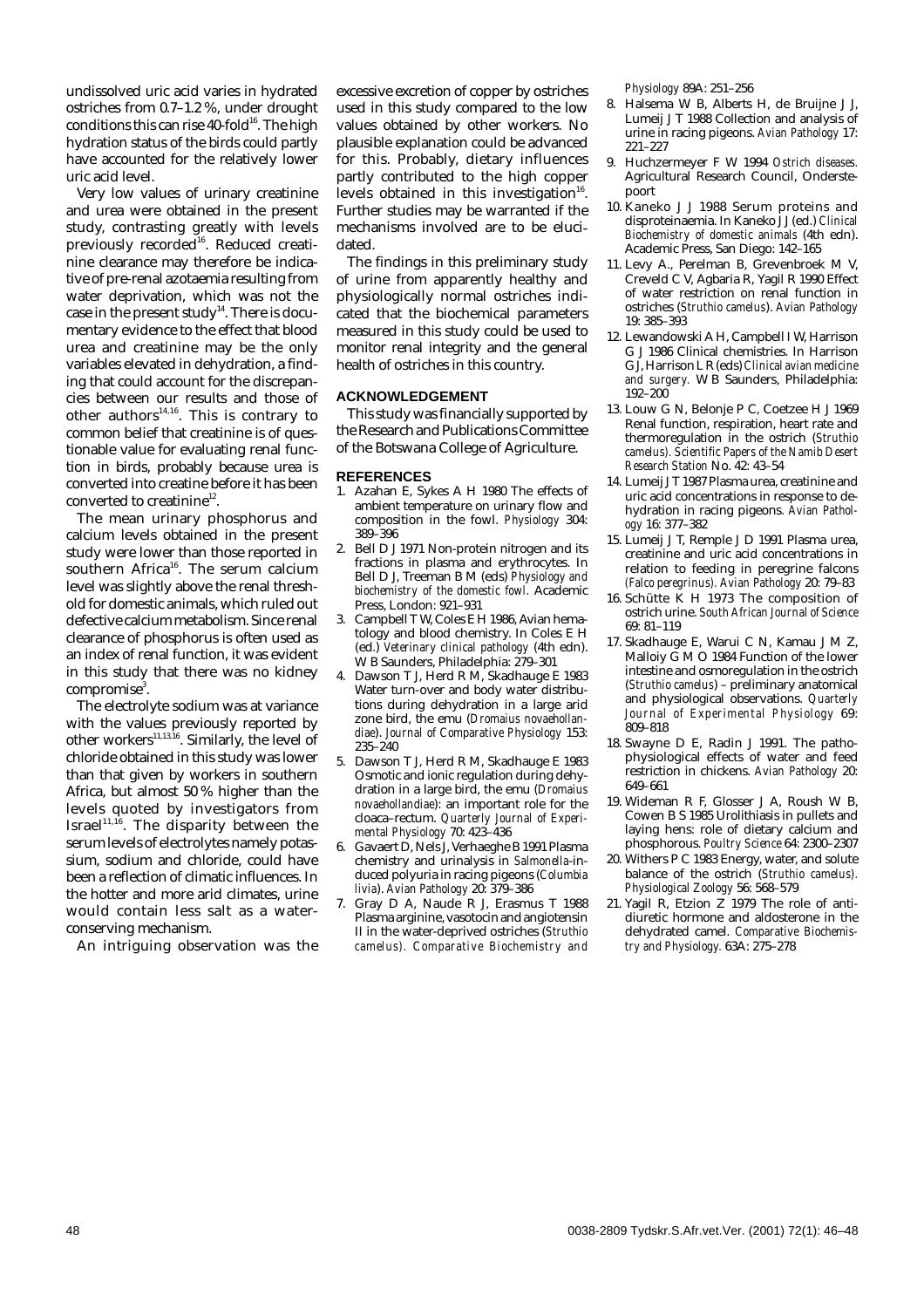undissolved uric acid varies in hydrated ostriches from 0.7–1.2 %, under drought conditions this can rise 40-fold[16]. The high hydration status of the birds could partly have accounted for the relatively lower uric acid level.

Very low values of urinary creatinine and urea were obtained in the present study, contrasting greatly with levels previously recorded[16]. Reduced creatinine clearance may therefore be indicative of pre-renal azotaemia resulting from water deprivation, which was not the case in the present study[14]. There is documentary evidence to the effect that blood urea and creatinine may be the only variables elevated in dehydration, a finding that could account for the discrepancies between our results and those of other authors[14,16]. This is contrary to common belief that creatinine is of questionable value for evaluating renal function in birds, probably because urea is converted into creatine before it has been converted to creatinine[12].

The mean urinary phosphorus and calcium levels obtained in the present study were lower than those reported in southern Africa[16]. The serum calcium level was slightly above the renal threshold for domestic animals, which ruled out defective calcium metabolism. Since renal clearance of phosphorus is often used as an index of renal function, it was evident in this study that there was no kidney compromise[3].

The electrolyte sodium was at variance with the values previously reported by other workers[11,13,16]. Similarly, the level of chloride obtained in this study was lower than that given by workers in southern Africa, but almost 50 % higher than the levels quoted by investigators from Israel[11,16]. The disparity between the serum levels of electrolytes namely potassium, sodium and chloride, could have been a reflection of climatic influences. In the hotter and more arid climates, urine would contain less salt as a water-conserving mechanism.

An intriguing observation was the excessive excretion of copper by ostriches used in this study compared to the low values obtained by other workers. No plausible explanation could be advanced for this. Probably, dietary influences partly contributed to the high copper levels obtained in this investigation[16]. Further studies may be warranted if the mechanisms involved are to be elucidated.

The findings in this preliminary study of urine from apparently healthy and physiologically normal ostriches indicated that the biochemical parameters measured in this study could be used to monitor renal integrity and the general health of ostriches in this country.

## ACKNOWLEDGEMENT

This study was financially supported by the Research and Publications Committee of the Botswana College of Agriculture.

## REFERENCES

1. Azahan E, Sykes A H 1980 The effects of ambient temperature on urinary flow and composition in the fowl. *Physiology* 304: 389–396
2. Bell D J 1971 Non-protein nitrogen and its fractions in plasma and erythrocytes. In Bell D J, Treeman B M (eds) *Physiology and biochemistry of the domestic fowl.* Academic Press, London: 921–931
3. Campbell T W, Coles E H 1986, Avian hematology and blood chemistry. In Coles E H (ed.) *Veterinary clinical pathology* (4th edn). W B Saunders, Philadelphia: 279–301
4. Dawson T J, Herd R M, Skadhauge E 1983 Water turn-over and body water distributions during dehydration in a large arid zone bird, the emu (*Dromaius novaehollandiae*). *Journal of Comparative Physiology* 153: 235–240
5. Dawson T J, Herd R M, Skadhauge E 1983 Osmotic and ionic regulation during dehydration in a large bird, the emu (*Dromaius novaehollandiae*): an important role for the cloaca–rectum. *Quarterly Journal of Experimental Physiology* 70: 423–436
6. Gavaert D, Nels J, Verhaeghe B 1991 Plasma chemistry and urinalysis in *Salmonella*-induced polyuria in racing pigeons (*Columbia livia*). *Avian Pathology* 20: 379–386
7. Gray D A, Naude R J, Erasmus T 1988 Plasma arginine, vasotocin and angiotensin II in the water-deprived ostriches (*Struthio camelus*). *Comparative Biochemistry and Physiology* 89A: 251–256
8. Halsema W B, Alberts H, de Bruijne J J, Lumeij J T 1988 Collection and analysis of urine in racing pigeons. *Avian Pathology* 17: 221–227
9. Huchzermeyer F W 1994 *Ostrich diseases.* Agricultural Research Council, Onderstepoort
10. Kaneko J J 1988 Serum proteins and disproteinaemia. In Kaneko J J (ed.) *Clinical Biochemistry of domestic animals* (4th edn). Academic Press, San Diego: 142–165
11. Levy A., Perelman B, Grevenbroek M V, Creveld C V, Agbaria R, Yagil R 1990 Effect of water restriction on renal function in ostriches (*Struthio camelus*). *Avian Pathology* 19: 385–393
12. Lewandowski A H, Campbell I W, Harrison G J 1986 Clinical chemistries. In Harrison G J, Harrison L R (eds) *Clinical avian medicine and surgery.* W B Saunders, Philadelphia: 192–200
13. Louw G N, Belonje P C, Coetzee H J 1969 Renal function, respiration, heart rate and thermoregulation in the ostrich (*Struthio camelus*). *Scientific Papers of the Namib Desert Research Station* No. 42: 43–54
14. Lumeij J T 1987 Plasma urea, creatinine and uric acid concentrations in response to dehydration in racing pigeons. *Avian Pathology* 16: 377–382
15. Lumeij J T, Remple J D 1991 Plasma urea, creatinine and uric acid concentrations in relation to feeding in peregrine falcons (*Falco peregrinus*). *Avian Pathology* 20: 79–83
16. Schütte K H 1973 The composition of ostrich urine. *South African Journal of Science* 69: 81–119
17. Skadhauge E, Warui C N, Kamau J M Z, Malloiy G M O 1984 Function of the lower intestine and osmoregulation in the ostrich (*Struthio camelus*) – preliminary anatomical and physiological observations. *Quarterly Journal of Experimental Physiology* 69: 809–818
18. Swayne D E, Radin J 1991. The pathophysiological effects of water and feed restriction in chickens. *Avian Pathology* 20: 649–661
19. Wideman R F, Glosser J A, Roush W B, Cowen B S 1985 Urolithiasis in pullets and laying hens: role of dietary calcium and phosphorous. *Poultry Science* 64: 2300–2307
20. Withers P C 1983 Energy, water, and solute balance of the ostrich (*Struthio camelus*). *Physiological Zoology* 56: 568–579
21. Yagil R, Etzion Z 1979 The role of antidiuretic hormone and aldosterone in the dehydrated camel. *Comparative Biochemistry and Physiology.* 63A: 275–278